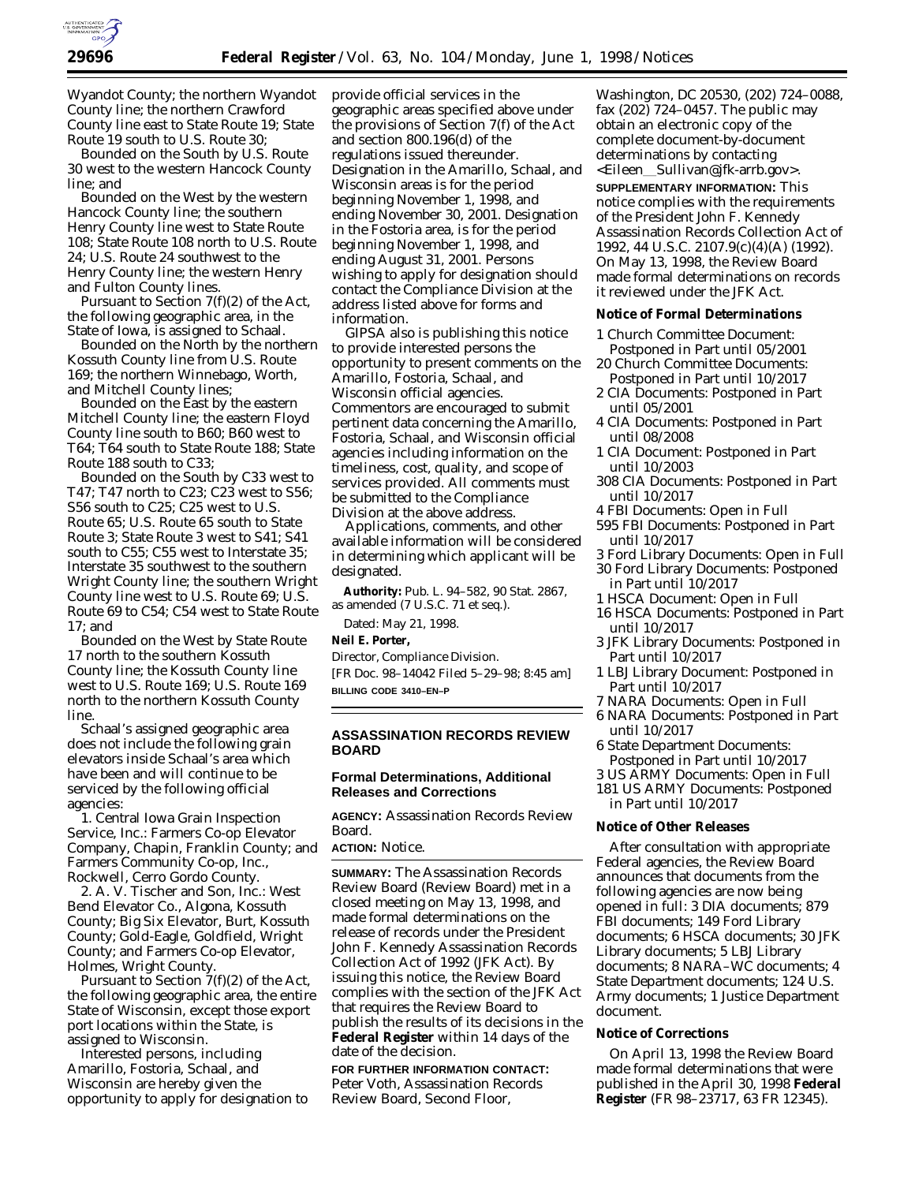Wyandot County; the northern Wyandot County line; the northern Crawford County line east to State Route 19; State Route 19 south to U.S. Route 30;

Bounded on the South by U.S. Route 30 west to the western Hancock County line; and

Bounded on the West by the western Hancock County line; the southern Henry County line west to State Route 108; State Route 108 north to U.S. Route 24; U.S. Route 24 southwest to the Henry County line; the western Henry and Fulton County lines.

Pursuant to Section 7(f)(2) of the Act, the following geographic area, in the State of Iowa, is assigned to Schaal.

Bounded on the North by the northern Kossuth County line from U.S. Route 169; the northern Winnebago, Worth, and Mitchell County lines;

Bounded on the East by the eastern Mitchell County line; the eastern Floyd County line south to B60; B60 west to T64; T64 south to State Route 188; State Route 188 south to C33;

Bounded on the South by C33 west to T47; T47 north to C23; C23 west to S56; S56 south to C25; C25 west to U.S. Route 65; U.S. Route 65 south to State Route 3; State Route 3 west to S41; S41 south to C55; C55 west to Interstate 35; Interstate 35 southwest to the southern Wright County line; the southern Wright County line west to U.S. Route 69; U.S. Route 69 to C54; C54 west to State Route 17; and

Bounded on the West by State Route 17 north to the southern Kossuth County line; the Kossuth County line west to U.S. Route 169; U.S. Route 169 north to the northern Kossuth County line.

Schaal's assigned geographic area does not include the following grain elevators inside Schaal's area which have been and will continue to be serviced by the following official agencies:

1. Central Iowa Grain Inspection Service, Inc.: Farmers Co-op Elevator Company, Chapin, Franklin County; and Farmers Community Co-op, Inc., Rockwell, Cerro Gordo County.

2. A. V. Tischer and Son, Inc.: West Bend Elevator Co., Algona, Kossuth County; Big Six Elevator, Burt, Kossuth County; Gold-Eagle, Goldfield, Wright County; and Farmers Co-op Elevator, Holmes, Wright County.

Pursuant to Section 7(f)(2) of the Act, the following geographic area, the entire State of Wisconsin, except those export port locations within the State, is assigned to Wisconsin.

Interested persons, including Amarillo, Fostoria, Schaal, and Wisconsin are hereby given the opportunity to apply for designation to provide official services in the geographic areas specified above under the provisions of Section 7(f) of the Act and section 800.196(d) of the regulations issued thereunder. Designation in the Amarillo, Schaal, and Wisconsin areas is for the period beginning November 1, 1998, and ending November 30, 2001. Designation in the Fostoria area, is for the period beginning November 1, 1998, and ending August 31, 2001. Persons wishing to apply for designation should contact the Compliance Division at the address listed above for forms and information.

GIPSA also is publishing this notice to provide interested persons the opportunity to present comments on the Amarillo, Fostoria, Schaal, and Wisconsin official agencies. Commentors are encouraged to submit pertinent data concerning the Amarillo, Fostoria, Schaal, and Wisconsin official agencies including information on the timeliness, cost, quality, and scope of services provided. All comments must be submitted to the Compliance Division at the above address.

Applications, comments, and other available information will be considered in determining which applicant will be designated.

**Authority:** Pub. L. 94–582, 90 Stat. 2867, as amended (7 U.S.C. 71 et seq.).

Dated: May 21, 1998.

**Neil E. Porter,**

*Director, Compliance Division.*

[FR Doc. 98–14042 Filed 5–29–98; 8:45 am]

**BILLING CODE 3410–EN–P**

## ASSASSINATION RECORDS REVIEW BOARD

### Formal Determinations, Additional Releases and Corrections

**AGENCY:** Assassination Records Review Board.

**ACTION:** Notice.

**SUMMARY:** The Assassination Records Review Board (Review Board) met in a closed meeting on May 13, 1998, and made formal determinations on the release of records under the President John F. Kennedy Assassination Records Collection Act of 1992 (JFK Act). By issuing this notice, the Review Board complies with the section of the JFK Act that requires the Review Board to publish the results of its decisions in the **Federal Register** within 14 days of the date of the decision.

**FOR FURTHER INFORMATION CONTACT:** Peter Voth, Assassination Records Review Board, Second Floor, Washington, DC 20530, (202) 724–0088, fax (202) 724–0457. The public may obtain an electronic copy of the complete document-by-document determinations by contacting <Eileen__Sullivan@jfk-arrb.gov>.

**SUPPLEMENTARY INFORMATION:** This notice complies with the requirements of the President John F. Kennedy Assassination Records Collection Act of 1992, 44 U.S.C. 2107.9(c)(4)(A) (1992). On May 13, 1998, the Review Board made formal determinations on records it reviewed under the JFK Act.

### Notice of Formal Determinations

- 1 Church Committee Document: Postponed in Part until 05/2001
- 20 Church Committee Documents: Postponed in Part until 10/2017
- 2 CIA Documents: Postponed in Part until 05/2001
- 4 CIA Documents: Postponed in Part until 08/2008
- 1 CIA Document: Postponed in Part until 10/2003
- 308 CIA Documents: Postponed in Part until 10/2017
- 4 FBI Documents: Open in Full
- 595 FBI Documents: Postponed in Part until 10/2017
- 3 Ford Library Documents: Open in Full
- 30 Ford Library Documents: Postponed in Part until 10/2017
- 1 HSCA Document: Open in Full
- 16 HSCA Documents: Postponed in Part until 10/2017
- 3 JFK Library Documents: Postponed in Part until 10/2017
- 1 LBJ Library Document: Postponed in Part until 10/2017
- 7 NARA Documents: Open in Full
- 6 NARA Documents: Postponed in Part until 10/2017
- 6 State Department Documents: Postponed in Part until 10/2017
- 3 US ARMY Documents: Open in Full
- 181 US ARMY Documents: Postponed in Part until 10/2017

### Notice of Other Releases

After consultation with appropriate Federal agencies, the Review Board announces that documents from the following agencies are now being opened in full: 3 DIA documents; 879 FBI documents; 149 Ford Library documents; 6 HSCA documents; 30 JFK Library documents; 5 LBJ Library documents; 8 NARA–WC documents; 4 State Department documents; 124 U.S. Army documents; 1 Justice Department document.

### Notice of Corrections

On April 13, 1998 the Review Board made formal determinations that were published in the April 30, 1998 **Federal Register** (FR 98–23717, 63 FR 12345).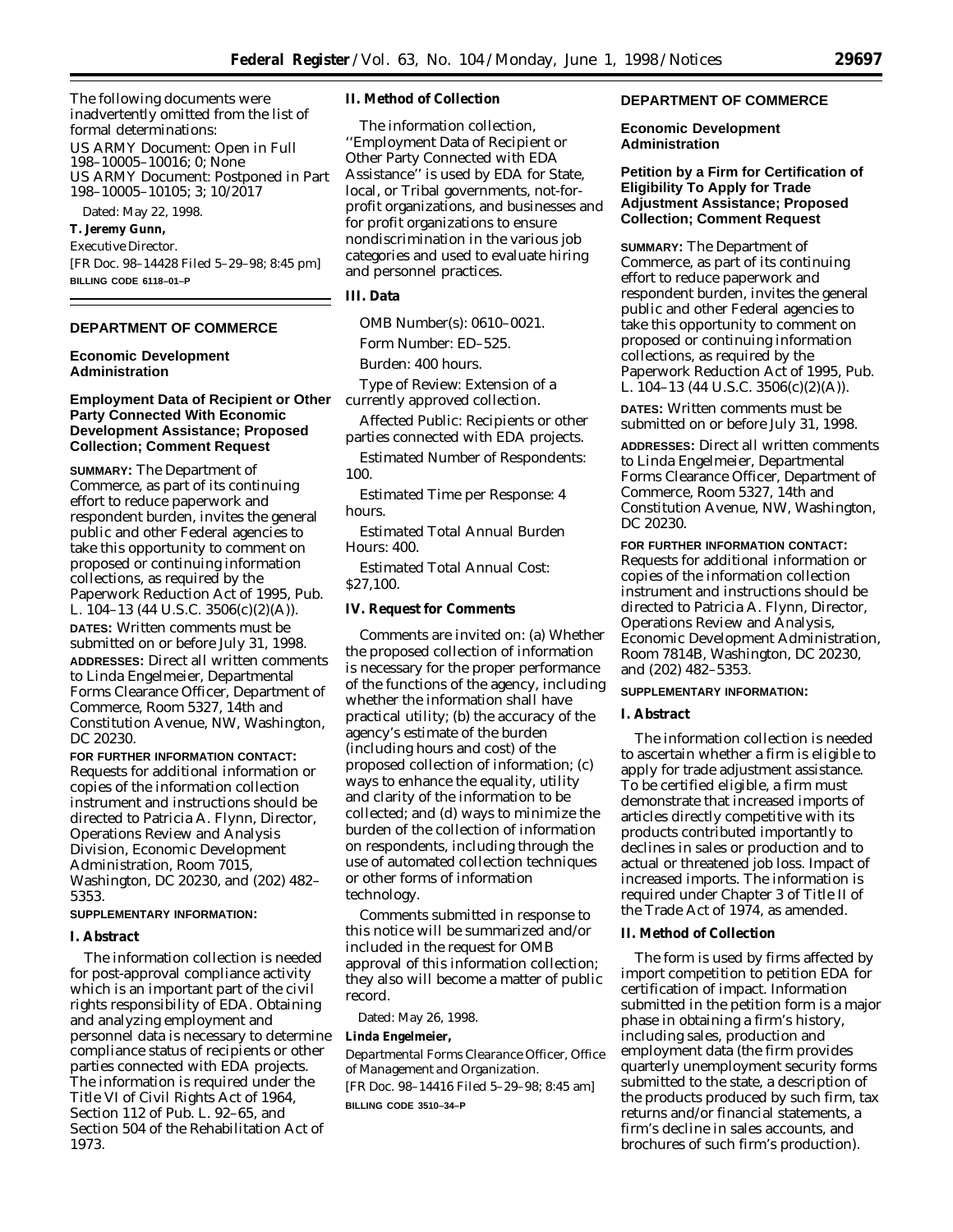The following documents were inadvertently omitted from the list of formal determinations:

US ARMY Document: Open in Full
198–10005–10016; 0; None

US ARMY Document: Postponed in Part
198–10005–10105; 3; 10/2017

Dated: May 22, 1998.

**T. Jeremy Gunn,**

*Executive Director.*

[FR Doc. 98–14428 Filed 5–29–98; 8:45 pm]

**BILLING CODE 6118–01–P**

---

## DEPARTMENT OF COMMERCE

### Economic Development Administration

### Employment Data of Recipient or Other Party Connected With Economic Development Assistance; Proposed Collection; Comment Request

**SUMMARY:** The Department of Commerce, as part of its continuing effort to reduce paperwork and respondent burden, invites the general public and other Federal agencies to take this opportunity to comment on proposed or continuing information collections, as required by the Paperwork Reduction Act of 1995, Pub. L. 104–13 (44 U.S.C. 3506(c)(2)(A)).

**DATES:** Written comments must be submitted on or before July 31, 1998.

**ADDRESSES:** Direct all written comments to Linda Engelmeier, Departmental Forms Clearance Officer, Department of Commerce, Room 5327, 14th and Constitution Avenue, NW, Washington, DC 20230.

**FOR FURTHER INFORMATION CONTACT:** Requests for additional information or copies of the information collection instrument and instructions should be directed to Patricia A. Flynn, Director, Operations Review and Analysis Division, Economic Development Administration, Room 7015, Washington, DC 20230, and (202) 482–5353.

**SUPPLEMENTARY INFORMATION:**

**I. Abstract**

The information collection is needed for post-approval compliance activity which is an important part of the civil rights responsibility of EDA. Obtaining and analyzing employment and personnel data is necessary to determine compliance status of recipients or other parties connected with EDA projects. The information is required under the Title VI of Civil Rights Act of 1964, Section 112 of Pub. L. 92–65, and Section 504 of the Rehabilitation Act of 1973.

**II. Method of Collection**

The information collection, ''Employment Data of Recipient or Other Party Connected with EDA Assistance'' is used by EDA for State, local, or Tribal governments, not-for-profit organizations, and businesses and for profit organizations to ensure nondiscrimination in the various job categories and used to evaluate hiring and personnel practices.

**III. Data**

OMB Number(s): 0610–0021.

Form Number: ED–525.

Burden: 400 hours.

Type of Review: Extension of a currently approved collection.

Affected Public: Recipients or other parties connected with EDA projects.

Estimated Number of Respondents: 100.

Estimated Time per Response: 4 hours.

Estimated Total Annual Burden Hours: 400.

Estimated Total Annual Cost: $27,100.

**IV. Request for Comments**

Comments are invited on: (a) Whether the proposed collection of information is necessary for the proper performance of the functions of the agency, including whether the information shall have practical utility; (b) the accuracy of the agency's estimate of the burden (including hours and cost) of the proposed collection of information; (c) ways to enhance the equality, utility and clarity of the information to be collected; and (d) ways to minimize the burden of the collection of information on respondents, including through the use of automated collection techniques or other forms of information technology.

Comments submitted in response to this notice will be summarized and/or included in the request for OMB approval of this information collection; they also will become a matter of public record.

Dated: May 26, 1998.

**Linda Engelmeier,**

*Departmental Forms Clearance Officer, Office of Management and Organization.*

[FR Doc. 98–14416 Filed 5–29–98; 8:45 am]

**BILLING CODE 3510–34–P**

---

## DEPARTMENT OF COMMERCE

### Economic Development Administration

### Petition by a Firm for Certification of Eligibility To Apply for Trade Adjustment Assistance; Proposed Collection; Comment Request

**SUMMARY:** The Department of Commerce, as part of its continuing effort to reduce paperwork and respondent burden, invites the general public and other Federal agencies to take this opportunity to comment on proposed or continuing information collections, as required by the Paperwork Reduction Act of 1995, Pub. L. 104–13 (44 U.S.C. 3506(c)(2)(A)).

**DATES:** Written comments must be submitted on or before July 31, 1998.

**ADDRESSES:** Direct all written comments to Linda Engelmeier, Departmental Forms Clearance Officer, Department of Commerce, Room 5327, 14th and Constitution Avenue, NW, Washington, DC 20230.

**FOR FURTHER INFORMATION CONTACT:** Requests for additional information or copies of the information collection instrument and instructions should be directed to Patricia A. Flynn, Director, Operations Review and Analysis, Economic Development Administration, Room 7814B, Washington, DC 20230, and (202) 482–5353.

**SUPPLEMENTARY INFORMATION:**

**I. Abstract**

The information collection is needed to ascertain whether a firm is eligible to apply for trade adjustment assistance. To be certified eligible, a firm must demonstrate that increased imports of articles directly competitive with its products contributed importantly to declines in sales or production and to actual or threatened job loss. Impact of increased imports. The information is required under Chapter 3 of Title II of the Trade Act of 1974, as amended.

**II. Method of Collection**

The form is used by firms affected by import competition to petition EDA for certification of impact. Information submitted in the petition form is a major phase in obtaining a firm's history, including sales, production and employment data (the firm provides quarterly unemployment security forms submitted to the state, a description of the products produced by such firm, tax returns and/or financial statements, a firm's decline in sales accounts, and brochures of such firm's production).